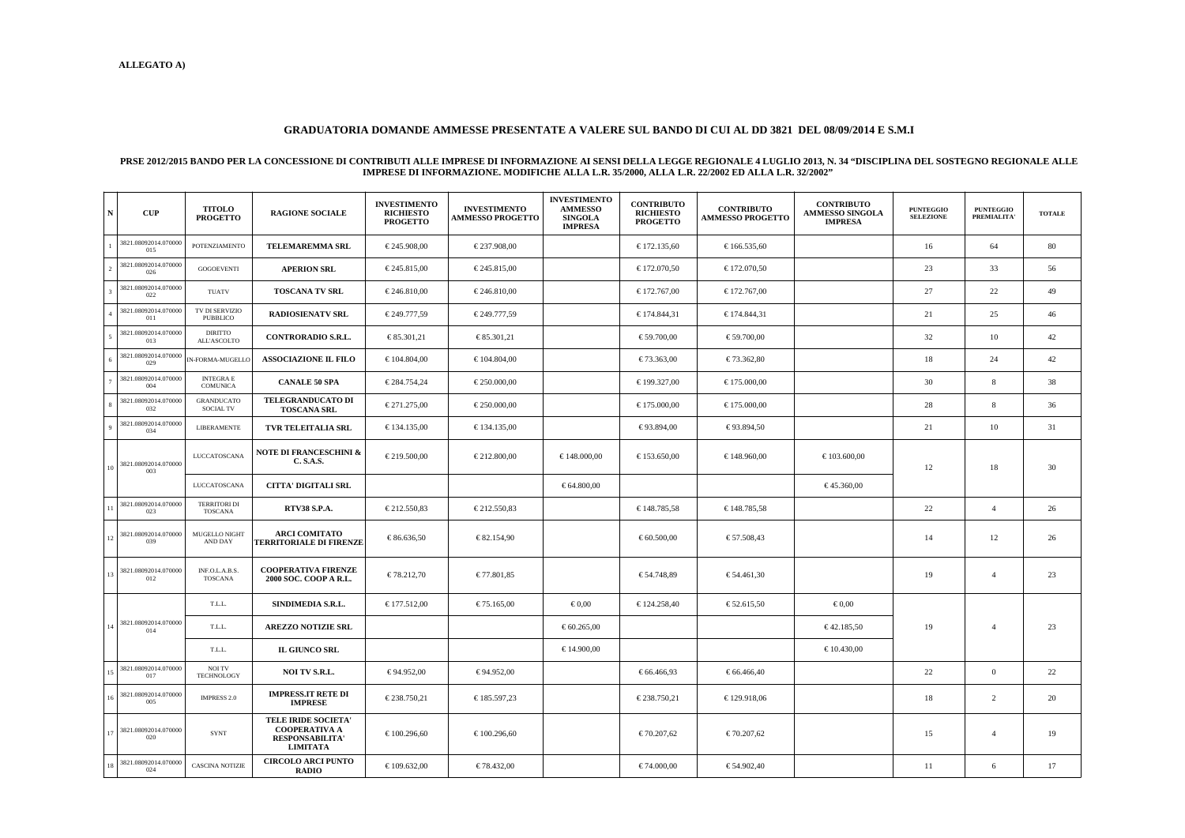**ALLEGATO A)**

## GRADUATORIA DOMANDE AMMESSE PRESENTATE A VALERE SUL BANDO DI CUI AL DD 3821 DEL 08/09/2014 E S.M.I

### PRSE 2012/2015 BANDO PER LA CONCESSIONE DI CONTRIBUTI ALLE IMPRESE DI INFORMAZIONE AI SENSI DELLA LEGGE REGIONALE 4 LUGLIO 2013, N. 34 "DISCIPLINA DEL SOSTEGNO REGIONALE ALLE IMPRESE DI INFORMAZIONE. MODIFICHE ALLA L.R. 35/2000, ALLA L.R. 22/2002 ED ALLA L.R. 32/2002"

| N | CUP | TITOLO PROGETTO | RAGIONE SOCIALE | INVESTIMENTO RICHIESTO PROGETTO | INVESTIMENTO AMMESSO PROGETTO | INVESTIMENTO AMMESSO SINGOLA IMPRESA | CONTRIBUTO RICHIESTO PROGETTO | CONTRIBUTO AMMESSO PROGETTO | CONTRIBUTO AMMESSO SINGOLA IMPRESA | PUNTEGGIO SELEZIONE | PUNTEGGIO PREMIALITA' | TOTALE |
|---|---|---|---|---|---|---|---|---|---|---|---|---|
| 1 | 3821.08092014.070000015 | POTENZIAMENTO | **TELEMAREMMA SRL** | € 245.908,00 | € 237.908,00 | | € 172.135,60 | € 166.535,60 | | 16 | 64 | 80 |
| 2 | 3821.08092014.070000026 | GOGOEVENTI | **APERION SRL** | € 245.815,00 | € 245.815,00 | | € 172.070,50 | € 172.070,50 | | 23 | 33 | 56 |
| 3 | 3821.08092014.070000022 | TUATV | **TOSCANA TV SRL** | € 246.810,00 | € 246.810,00 | | € 172.767,00 | € 172.767,00 | | 27 | 22 | 49 |
| 4 | 3821.08092014.070000011 | TV DI SERVIZIO PUBBLICO | **RADIOSIENATV SRL** | € 249.777,59 | € 249.777,59 | | € 174.844,31 | € 174.844,31 | | 21 | 25 | 46 |
| 5 | 3821.08092014.070000013 | DIRITTO ALL'ASCOLTO | **CONTRORADIO S.R.L.** | € 85.301,21 | € 85.301,21 | | € 59.700,00 | € 59.700,00 | | 32 | 10 | 42 |
| 6 | 3821.08092014.070000029 | IN-FORMA-MUGELLO | **ASSOCIAZIONE IL FILO** | € 104.804,00 | € 104.804,00 | | € 73.363,00 | € 73.362,80 | | 18 | 24 | 42 |
| 7 | 3821.08092014.070000004 | INTEGRA E COMUNICA | **CANALE 50 SPA** | € 284.754,24 | € 250.000,00 | | € 199.327,00 | € 175.000,00 | | 30 | 8 | 38 |
| 8 | 3821.08092014.070000032 | GRANDUCATO SOCIAL TV | **TELEGRANDUCATO DI TOSCANA SRL** | € 271.275,00 | € 250.000,00 | | € 175.000,00 | € 175.000,00 | | 28 | 8 | 36 |
| 9 | 3821.08092014.070000034 | LIBERAMENTE | **TVR TELEITALIA SRL** | € 134.135,00 | € 134.135,00 | | € 93.894,00 | € 93.894,50 | | 21 | 10 | 31 |
| 10 | 3821.08092014.070000003 | LUCCATOSCANA | **NOTE DI FRANCESCHINI & C. S.A.S.** | € 219.500,00 | € 212.800,00 | € 148.000,00 | € 153.650,00 | € 148.960,00 | € 103.600,00 | 12 | 18 | 30 |
| | | LUCCATOSCANA | **CITTA' DIGITALI SRL** | | | € 64.800,00 | | | € 45.360,00 | | | |
| 11 | 3821.08092014.070000023 | TERRITORI DI TOSCANA | **RTV38 S.P.A.** | € 212.550,83 | € 212.550,83 | | € 148.785,58 | € 148.785,58 | | 22 | 4 | 26 |
| 12 | 3821.08092014.070000039 | MUGELLO NIGHT AND DAY | **ARCI COMITATO TERRITORIALE DI FIRENZE** | € 86.636,50 | € 82.154,90 | | € 60.500,00 | € 57.508,43 | | 14 | 12 | 26 |
| 13 | 3821.08092014.070000012 | INF.O.L.A.B.S. TOSCANA | **COOPERATIVA FIRENZE 2000 SOC. COOP A R.L.** | € 78.212,70 | € 77.801,85 | | € 54.748,89 | € 54.461,30 | | 19 | 4 | 23 |
| 14 | 3821.08092014.070000014 | T.L.L. | **SINDIMEDIA S.R.L.** | € 177.512,00 | € 75.165,00 | € 0,00 | € 124.258,40 | € 52.615,50 | € 0,00 | 19 | 4 | 23 |
| | | T.L.L. | **AREZZO NOTIZIE SRL** | | | € 60.265,00 | | | € 42.185,50 | | | |
| | | T.L.L. | **IL GIUNCO SRL** | | | € 14.900,00 | | | € 10.430,00 | | | |
| 15 | 3821.08092014.070000017 | NOI TV TECHNOLOGY | **NOI TV S.R.L.** | € 94.952,00 | € 94.952,00 | | € 66.466,93 | € 66.466,40 | | 22 | 0 | 22 |
| 16 | 3821.08092014.070000005 | IMPRESS 2.0 | **IMPRESS.IT RETE DI IMPRESE** | € 238.750,21 | € 185.597,23 | | € 238.750,21 | € 129.918,06 | | 18 | 2 | 20 |
| 17 | 3821.08092014.070000020 | SYNT | **TELE IRIDE SOCIETA' COOPERATIVA A RESPONSABILITA' LIMITATA** | € 100.296,60 | € 100.296,60 | | € 70.207,62 | € 70.207,62 | | 15 | 4 | 19 |
| 18 | 3821.08092014.070000024 | CASCINA NOTIZIE | **CIRCOLO ARCI PUNTO RADIO** | € 109.632,00 | € 78.432,00 | | € 74.000,00 | € 54.902,40 | | 11 | 6 | 17 |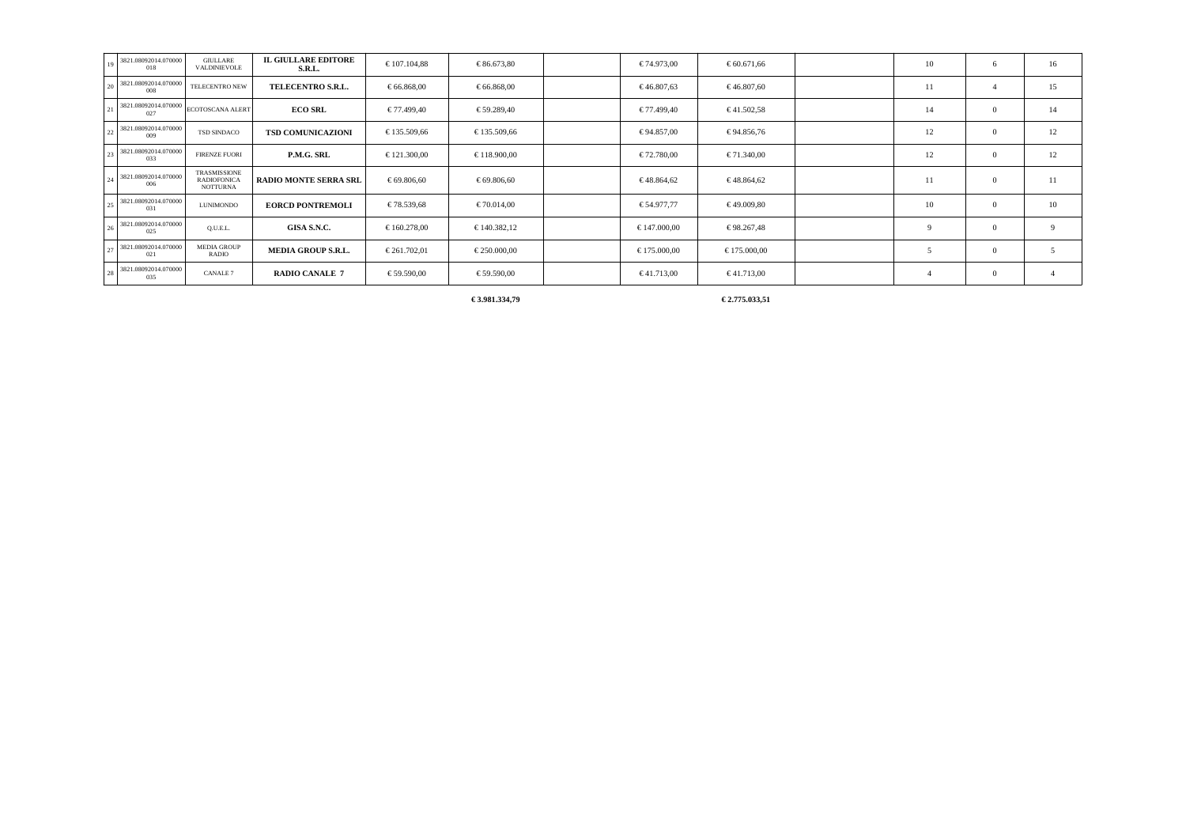| | | | | | | | | | | | | |
|---|---|---|---|---|---|---|---|---|---|---|---|---|
| 19 | 3821.08092014.070000018 | GIULLARE VALDINIEVOLE | **IL GIULLARE EDITORE S.R.L.** | € 107.104,88 | € 86.673,80 | | € 74.973,00 | € 60.671,66 | | 10 | 6 | 16 |
| 20 | 3821.08092014.070000008 | TELECENTRO NEW | **TELECENTRO S.R.L.** | € 66.868,00 | € 66.868,00 | | € 46.807,63 | € 46.807,60 | | 11 | 4 | 15 |
| 21 | 3821.08092014.070000027 | ECOTOSCANA ALERT | **ECO SRL** | € 77.499,40 | € 59.289,40 | | € 77.499,40 | € 41.502,58 | | 14 | 0 | 14 |
| 22 | 3821.08092014.070000009 | TSD SINDACO | **TSD COMUNICAZIONI** | € 135.509,66 | € 135.509,66 | | € 94.857,00 | € 94.856,76 | | 12 | 0 | 12 |
| 23 | 3821.08092014.070000033 | FIRENZE FUORI | **P.M.G. SRL** | € 121.300,00 | € 118.900,00 | | € 72.780,00 | € 71.340,00 | | 12 | 0 | 12 |
| 24 | 3821.08092014.070000006 | TRASMISSIONE RADIOFONICA NOTTURNA | **RADIO MONTE SERRA SRL** | € 69.806,60 | € 69.806,60 | | € 48.864,62 | € 48.864,62 | | 11 | 0 | 11 |
| 25 | 3821.08092014.070000031 | LUNIMONDO | **EORCD PONTREMOLI** | € 78.539,68 | € 70.014,00 | | € 54.977,77 | € 49.009,80 | | 10 | 0 | 10 |
| 26 | 3821.08092014.070000025 | Q.U.E.L. | **GISA S.N.C.** | € 160.278,00 | € 140.382,12 | | € 147.000,00 | € 98.267,48 | | 9 | 0 | 9 |
| 27 | 3821.08092014.070000021 | MEDIA GROUP RADIO | **MEDIA GROUP S.R.L.** | € 261.702,01 | € 250.000,00 | | € 175.000,00 | € 175.000,00 | | 5 | 0 | 5 |
| 28 | 3821.08092014.070000035 | CANALE 7 | **RADIO CANALE 7** | € 59.590,00 | € 59.590,00 | | € 41.713,00 | € 41.713,00 | | 4 | 0 | 4 |
| | | | | | **€ 3.981.334,79** | | | **€ 2.775.033,51** | | | | |